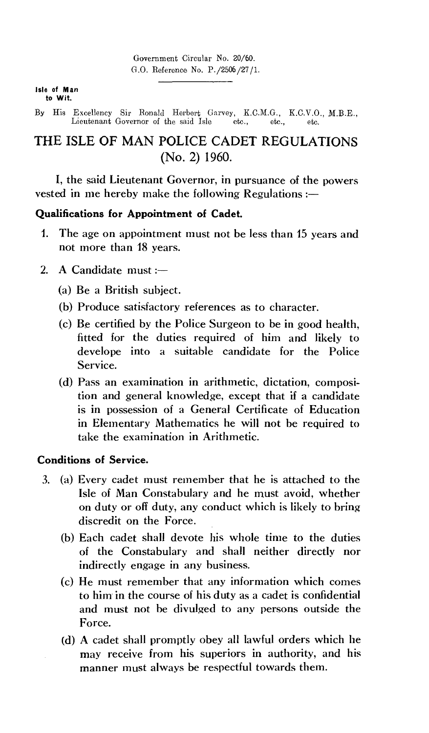Government Circular No. 20/60.
G.O. Reference No. P./2506/27/1.

**Isle of Man to Wit.**

By His Excellency Sir Ronald Herbert Garvey, K.C.M.G., K.C.V.O., M.B.E., Lieutenant Governor of the said Isle etc., etc., etc.

# THE ISLE OF MAN POLICE CADET REGULATIONS (No. 2) 1960.

I, the said Lieutenant Governor, in pursuance of the powers vested in me hereby make the following Regulations :—

### Qualifications for Appointment of Cadet.

1. The age on appointment must not be less than 15 years and not more than 18 years.

2. A Candidate must :—

   (a) Be a British subject.

   (b) Produce satisfactory references as to character.

   (c) Be certified by the Police Surgeon to be in good health, fitted for the duties required of him and likely to develope into a suitable candidate for the Police Service.

   (d) Pass an examination in arithmetic, dictation, composition and general knowledge, except that if a candidate is in possession of a General Certificate of Education in Elementary Mathematics he will not be required to take the examination in Arithmetic.

### Conditions of Service.

3. (a) Every cadet must remember that he is attached to the Isle of Man Constabulary and he must avoid, whether on duty or off duty, any conduct which is likely to bring discredit on the Force.

   (b) Each cadet shall devote his whole time to the duties of the Constabulary and shall neither directly nor indirectly engage in any business.

   (c) He must remember that any information which comes to him in the course of his duty as a cadet is confidential and must not be divulged to any persons outside the Force.

   (d) A cadet shall promptly obey all lawful orders which he may receive from his superiors in authority, and his manner must always be respectful towards them.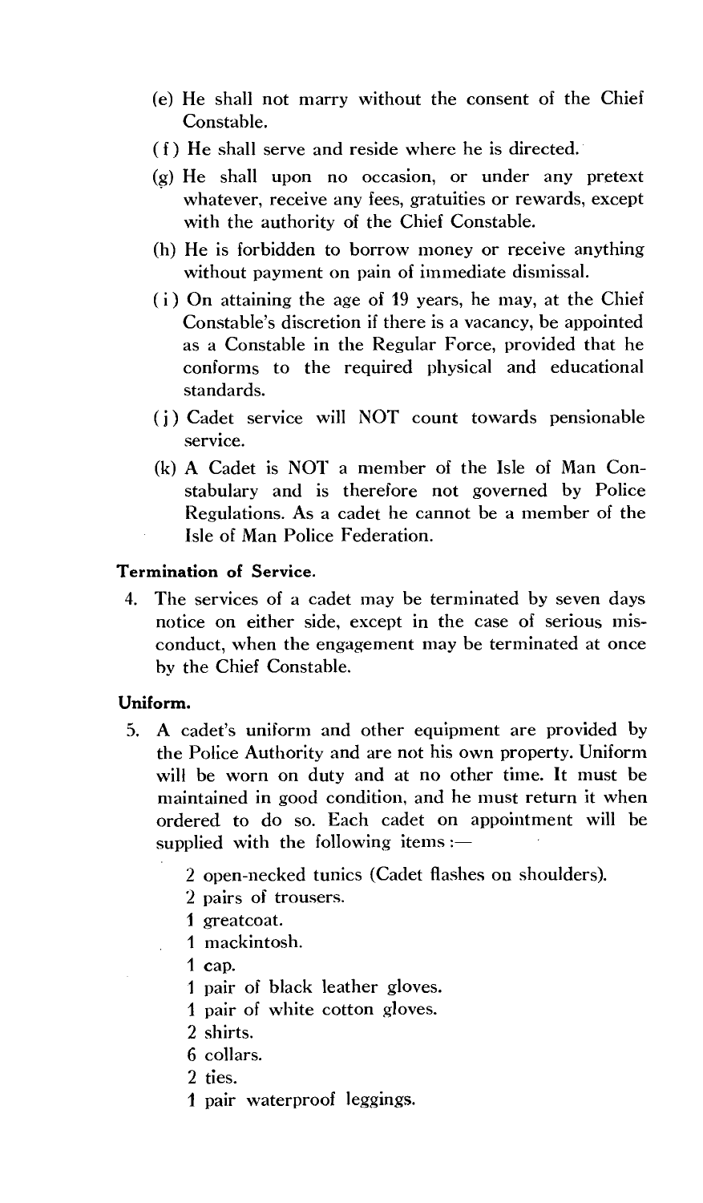(e) He shall not marry without the consent of the Chief Constable.

(f) He shall serve and reside where he is directed.

(g) He shall upon no occasion, or under any pretext whatever, receive any fees, gratuities or rewards, except with the authority of the Chief Constable.

(h) He is forbidden to borrow money or receive anything without payment on pain of immediate dismissal.

(i) On attaining the age of 19 years, he may, at the Chief Constable's discretion if there is a vacancy, be appointed as a Constable in the Regular Force, provided that he conforms to the required physical and educational standards.

(j) Cadet service will NOT count towards pensionable service.

(k) A Cadet is NOT a member of the Isle of Man Constabulary and is therefore not governed by Police Regulations. As a cadet he cannot be a member of the Isle of Man Police Federation.

**Termination of Service.**

4. The services of a cadet may be terminated by seven days notice on either side, except in the case of serious misconduct, when the engagement may be terminated at once by the Chief Constable.

**Uniform.**

5. A cadet's uniform and other equipment are provided by the Police Authority and are not his own property. Uniform will be worn on duty and at no other time. It must be maintained in good condition, and he must return it when ordered to do so. Each cadet on appointment will be supplied with the following items :—

   2 open-necked tunics (Cadet flashes on shoulders).
   2 pairs of trousers.
   1 greatcoat.
   1 mackintosh.
   1 cap.
   1 pair of black leather gloves.
   1 pair of white cotton gloves.
   2 shirts.
   6 collars.
   2 ties.
   1 pair waterproof leggings.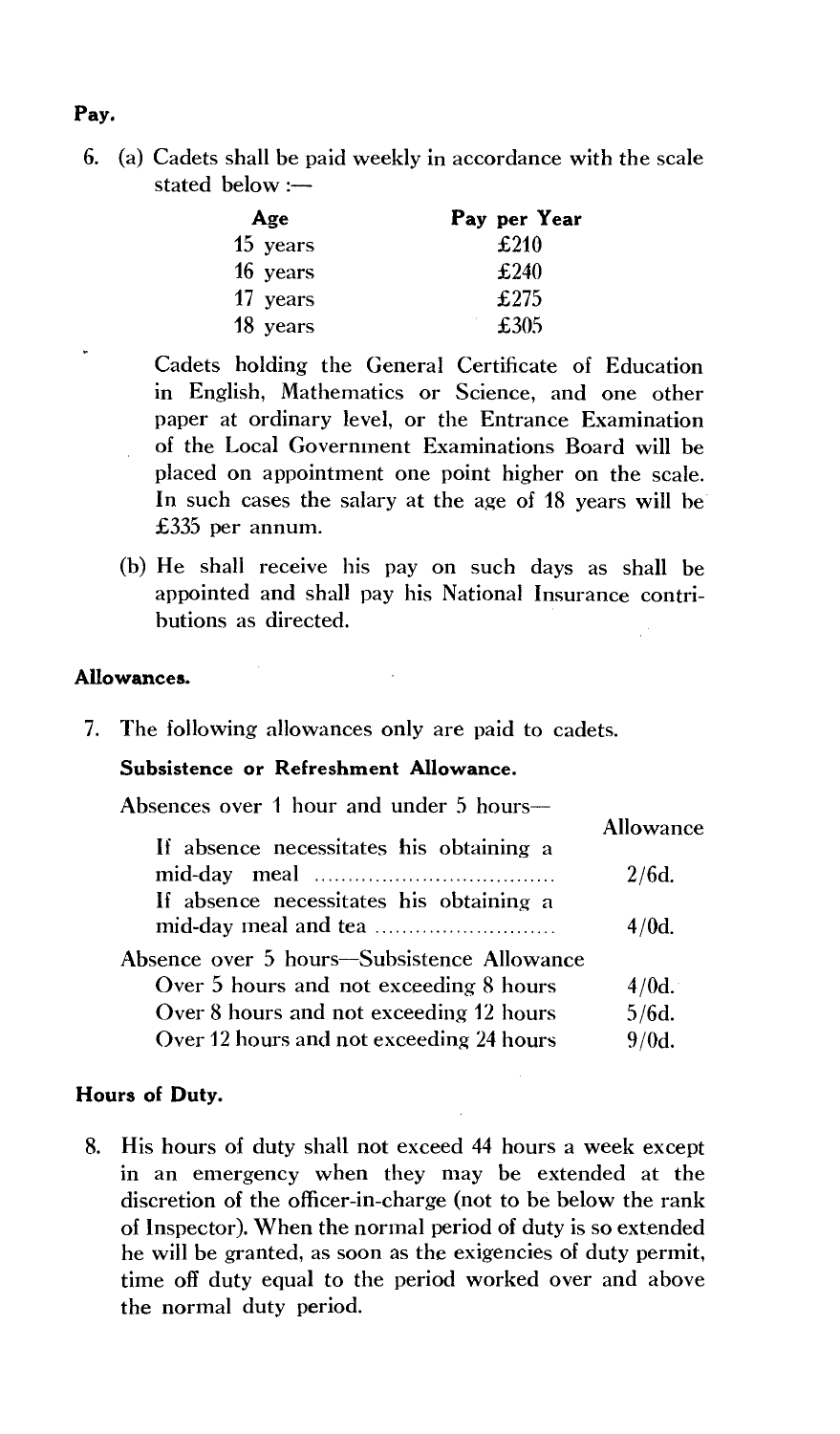**Pay.**

6. (a) Cadets shall be paid weekly in accordance with the scale stated below :—

| Age | Pay per Year |
|---|---|
| 15 years | £210 |
| 16 years | £240 |
| 17 years | £275 |
| 18 years | £305 |

Cadets holding the General Certificate of Education in English, Mathematics or Science, and one other paper at ordinary level, or the Entrance Examination of the Local Government Examinations Board will be placed on appointment one point higher on the scale. In such cases the salary at the age of 18 years will be £335 per annum.

(b) He shall receive his pay on such days as shall be appointed and shall pay his National Insurance contributions as directed.

**Allowances.**

7. The following allowances only are paid to cadets.

**Subsistence or Refreshment Allowance.**

| Absences over 1 hour and under 5 hours— | Allowance |
|---|---|
| If absence necessitates his obtaining a mid-day meal | 2/6d. |
| If absence necessitates his obtaining a mid-day meal and tea | 4/0d. |
| Absence over 5 hours—Subsistence Allowance | |
| Over 5 hours and not exceeding 8 hours | 4/0d. |
| Over 8 hours and not exceeding 12 hours | 5/6d. |
| Over 12 hours and not exceeding 24 hours | 9/0d. |

**Hours of Duty.**

8. His hours of duty shall not exceed 44 hours a week except in an emergency when they may be extended at the discretion of the officer-in-charge (not to be below the rank of Inspector). When the normal period of duty is so extended he will be granted, as soon as the exigencies of duty permit, time off duty equal to the period worked over and above the normal duty period.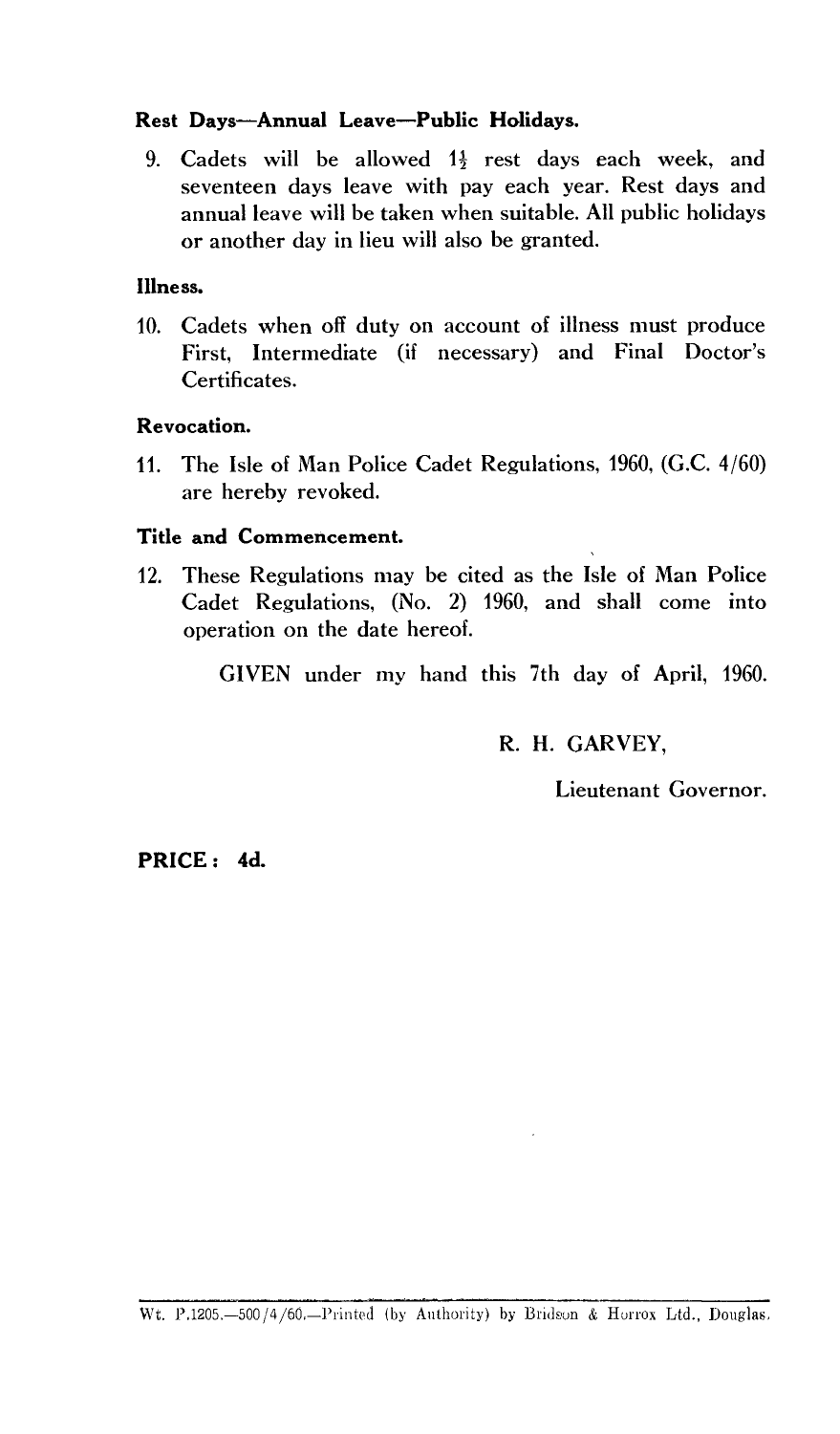**Rest Days—Annual Leave—Public Holidays.**

9. Cadets will be allowed $1\frac{1}{2}$ rest days each week, and seventeen days leave with pay each year. Rest days and annual leave will be taken when suitable. All public holidays or another day in lieu will also be granted.

**Illness.**

10. Cadets when off duty on account of illness must produce First, Intermediate (if necessary) and Final Doctor's Certificates.

**Revocation.**

11. The Isle of Man Police Cadet Regulations, 1960, (G.C. 4/60) are hereby revoked.

**Title and Commencement.**

12. These Regulations may be cited as the Isle of Man Police Cadet Regulations, (No. 2) 1960, and shall come into operation on the date hereof.

GIVEN under my hand this 7th day of April, 1960.

R. H. GARVEY,

Lieutenant Governor.

**PRICE: 4d.**

Wt. P.1205.—500/4/60.—Printed (by Authority) by Bridson & Horrox Ltd., Douglas.